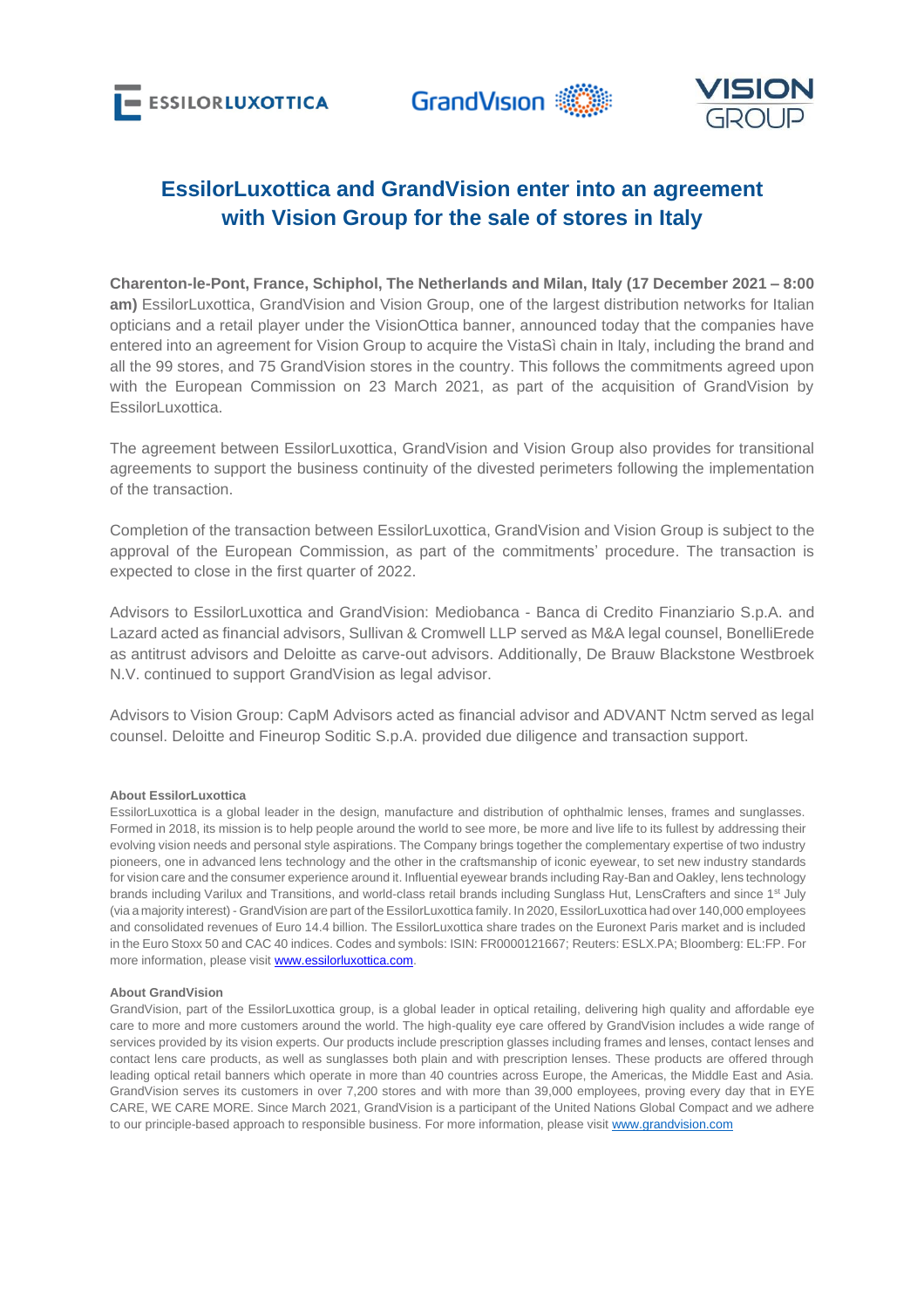# EssilorLuxottica and GrandVision enter into an agreement with Vision Group for the sale of stores in Italy

**Charenton-le-Pont, France, Schiphol, The Netherlands and Milan, Italy (17 December 2021 – 8:00 am)** EssilorLuxottica, GrandVision and Vision Group, one of the largest distribution networks for Italian opticians and a retail player under the VisionOttica banner, announced today that the companies have entered into an agreement for Vision Group to acquire the VistaSì chain in Italy, including the brand and all the 99 stores, and 75 GrandVision stores in the country. This follows the commitments agreed upon with the European Commission on 23 March 2021, as part of the acquisition of GrandVision by EssilorLuxottica.

The agreement between EssilorLuxottica, GrandVision and Vision Group also provides for transitional agreements to support the business continuity of the divested perimeters following the implementation of the transaction.

Completion of the transaction between EssilorLuxottica, GrandVision and Vision Group is subject to the approval of the European Commission, as part of the commitments' procedure. The transaction is expected to close in the first quarter of 2022.

Advisors to EssilorLuxottica and GrandVision: Mediobanca - Banca di Credito Finanziario S.p.A. and Lazard acted as financial advisors, Sullivan & Cromwell LLP served as M&A legal counsel, BonelliErede as antitrust advisors and Deloitte as carve-out advisors. Additionally, De Brauw Blackstone Westbroek N.V. continued to support GrandVision as legal advisor.

Advisors to Vision Group: CapM Advisors acted as financial advisor and ADVANT Nctm served as legal counsel. Deloitte and Fineurop Soditic S.p.A. provided due diligence and transaction support.

**About EssilorLuxottica**

EssilorLuxottica is a global leader in the design, manufacture and distribution of ophthalmic lenses, frames and sunglasses. Formed in 2018, its mission is to help people around the world to see more, be more and live life to its fullest by addressing their evolving vision needs and personal style aspirations. The Company brings together the complementary expertise of two industry pioneers, one in advanced lens technology and the other in the craftsmanship of iconic eyewear, to set new industry standards for vision care and the consumer experience around it. Influential eyewear brands including Ray-Ban and Oakley, lens technology brands including Varilux and Transitions, and world-class retail brands including Sunglass Hut, LensCrafters and since 1st July (via a majority interest) - GrandVision are part of the EssilorLuxottica family. In 2020, EssilorLuxottica had over 140,000 employees and consolidated revenues of Euro 14.4 billion. The EssilorLuxottica share trades on the Euronext Paris market and is included in the Euro Stoxx 50 and CAC 40 indices. Codes and symbols: ISIN: FR0000121667; Reuters: ESLX.PA; Bloomberg: EL:FP. For more information, please visit www.essilorluxottica.com.

**About GrandVision**

GrandVision, part of the EssilorLuxottica group, is a global leader in optical retailing, delivering high quality and affordable eye care to more and more customers around the world. The high-quality eye care offered by GrandVision includes a wide range of services provided by its vision experts. Our products include prescription glasses including frames and lenses, contact lenses and contact lens care products, as well as sunglasses both plain and with prescription lenses. These products are offered through leading optical retail banners which operate in more than 40 countries across Europe, the Americas, the Middle East and Asia. GrandVision serves its customers in over 7,200 stores and with more than 39,000 employees, proving every day that in EYE CARE, WE CARE MORE. Since March 2021, GrandVision is a participant of the United Nations Global Compact and we adhere to our principle-based approach to responsible business. For more information, please visit www.grandvision.com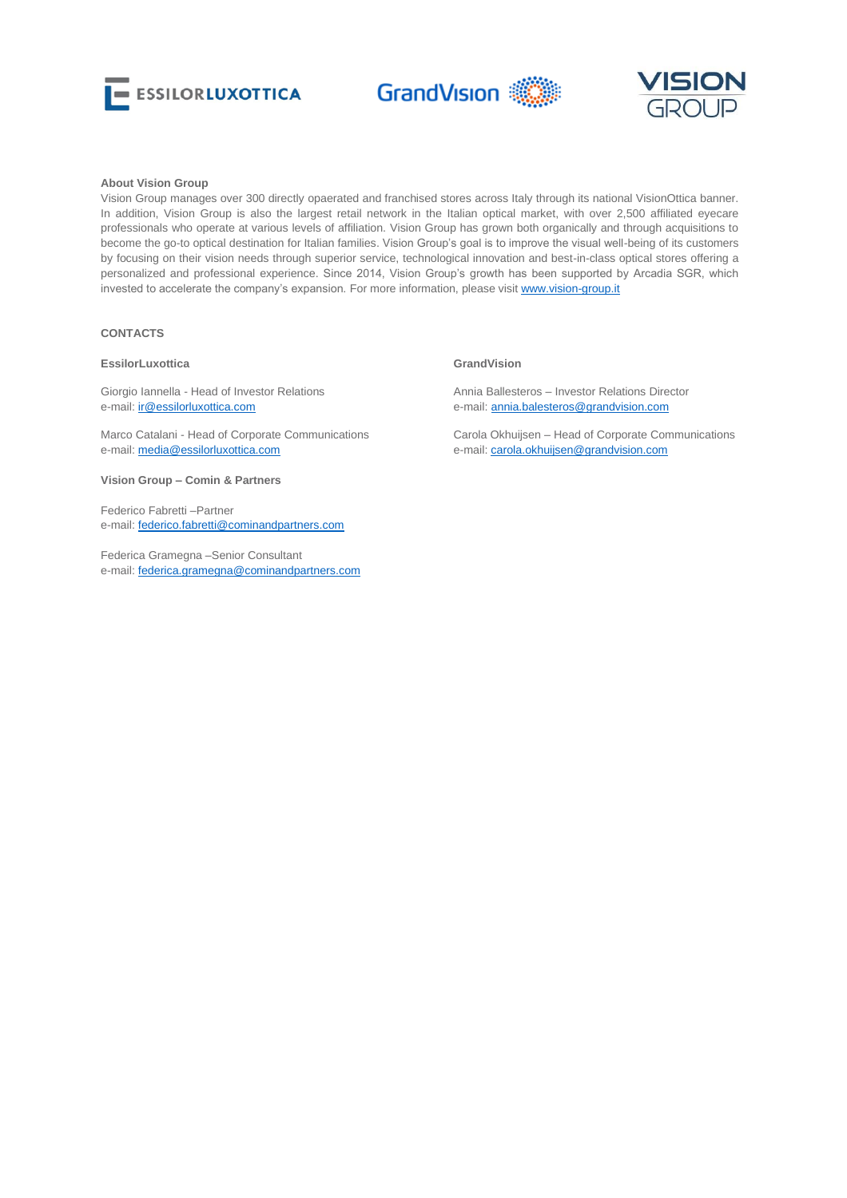**About Vision Group**

Vision Group manages over 300 directly opaerated and franchised stores across Italy through its national VisionOttica banner. In addition, Vision Group is also the largest retail network in the Italian optical market, with over 2,500 affiliated eyecare professionals who operate at various levels of affiliation. Vision Group has grown both organically and through acquisitions to become the go-to optical destination for Italian families. Vision Group's goal is to improve the visual well-being of its customers by focusing on their vision needs through superior service, technological innovation and best-in-class optical stores offering a personalized and professional experience. Since 2014, Vision Group's growth has been supported by Arcadia SGR, which invested to accelerate the company's expansion. For more information, please visit [www.vision-group.it](www.vision-group.it)

**CONTACTS**

**EssilorLuxottica**

Giorgio Iannella - Head of Investor Relations
e-mail: ir@essilorluxottica.com

Marco Catalani - Head of Corporate Communications
e-mail: media@essilorluxottica.com

**Vision Group – Comin & Partners**

Federico Fabretti –Partner
e-mail: federico.fabretti@cominandpartners.com

Federica Gramegna –Senior Consultant
e-mail: federica.gramegna@cominandpartners.com

**GrandVision**

Annia Ballesteros – Investor Relations Director
e-mail: annia.balesteros@grandvision.com

Carola Okhuijsen – Head of Corporate Communications
e-mail: carola.okhuijsen@grandvision.com